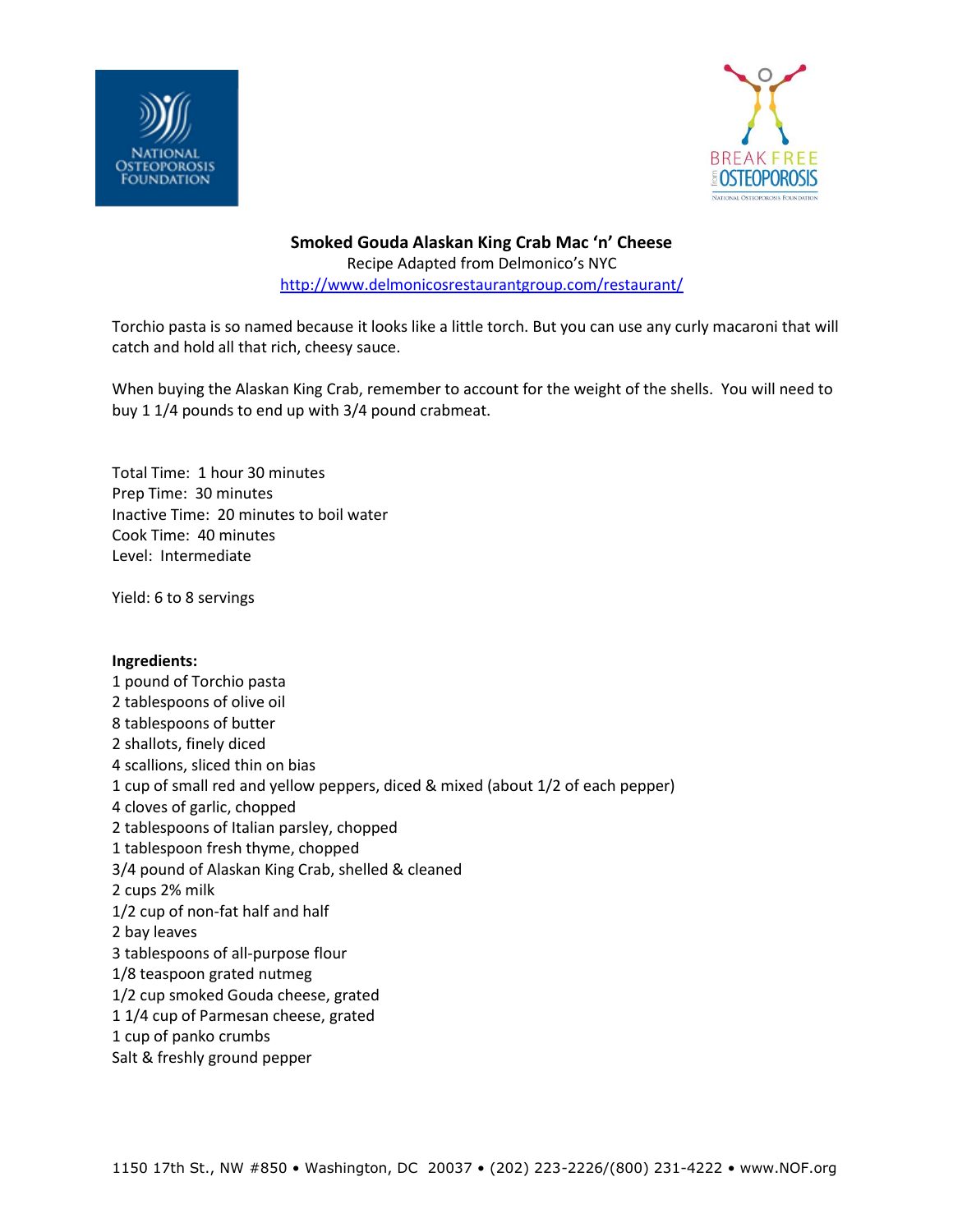# Smoked Gouda Alaskan King Crab Mac 'n' Cheese

Recipe Adapted from Delmonico's NYC

http://www.delmonicosrestaurantgroup.com/restaurant/

Torchio pasta is so named because it looks like a little torch. But you can use any curly macaroni that will catch and hold all that rich, cheesy sauce.

When buying the Alaskan King Crab, remember to account for the weight of the shells. You will need to buy 1 1/4 pounds to end up with 3/4 pound crabmeat.

Total Time: 1 hour 30 minutes
Prep Time: 30 minutes
Inactive Time: 20 minutes to boil water
Cook Time: 40 minutes
Level: Intermediate

Yield: 6 to 8 servings

**Ingredients:**

1 pound of Torchio pasta
2 tablespoons of olive oil
8 tablespoons of butter
2 shallots, finely diced
4 scallions, sliced thin on bias
1 cup of small red and yellow peppers, diced & mixed (about 1/2 of each pepper)
4 cloves of garlic, chopped
2 tablespoons of Italian parsley, chopped
1 tablespoon fresh thyme, chopped
3/4 pound of Alaskan King Crab, shelled & cleaned
2 cups 2% milk
1/2 cup of non-fat half and half
2 bay leaves
3 tablespoons of all-purpose flour
1/8 teaspoon grated nutmeg
1/2 cup smoked Gouda cheese, grated
1 1/4 cup of Parmesan cheese, grated
1 cup of panko crumbs
Salt & freshly ground pepper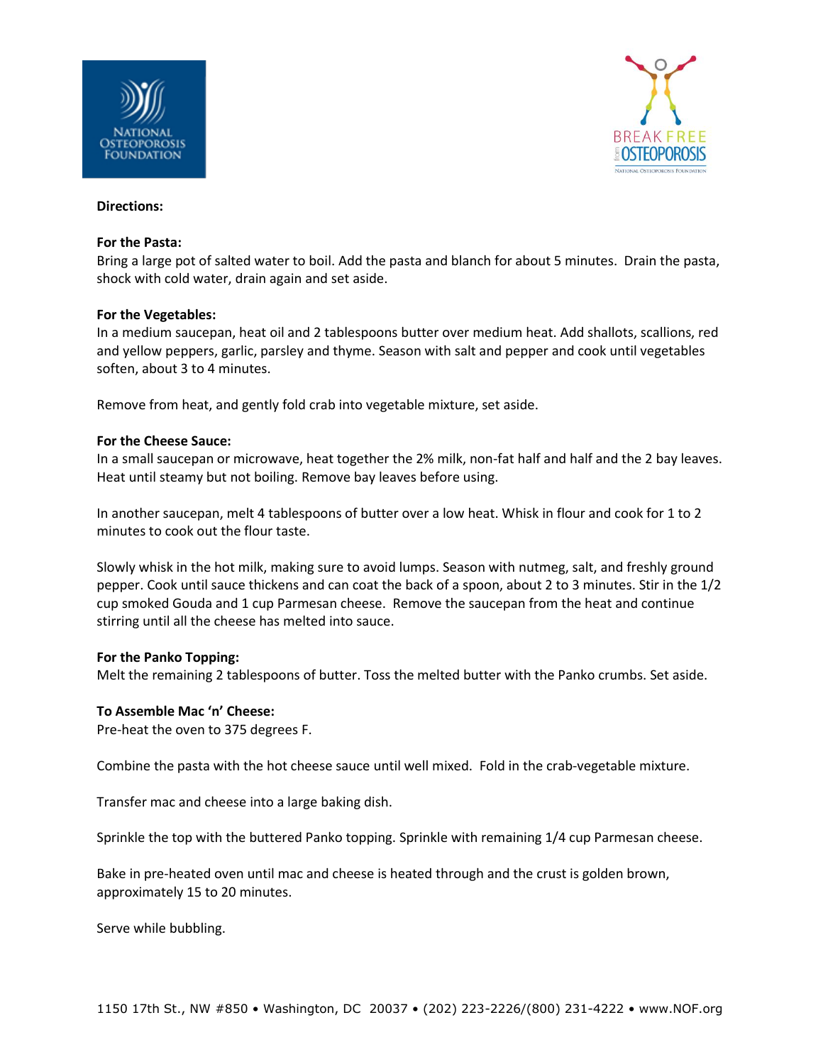**Directions:**

**For the Pasta:**
Bring a large pot of salted water to boil. Add the pasta and blanch for about 5 minutes. Drain the pasta, shock with cold water, drain again and set aside.

**For the Vegetables:**
In a medium saucepan, heat oil and 2 tablespoons butter over medium heat. Add shallots, scallions, red and yellow peppers, garlic, parsley and thyme. Season with salt and pepper and cook until vegetables soften, about 3 to 4 minutes.

Remove from heat, and gently fold crab into vegetable mixture, set aside.

**For the Cheese Sauce:**
In a small saucepan or microwave, heat together the 2% milk, non-fat half and half and the 2 bay leaves. Heat until steamy but not boiling. Remove bay leaves before using.

In another saucepan, melt 4 tablespoons of butter over a low heat. Whisk in flour and cook for 1 to 2 minutes to cook out the flour taste.

Slowly whisk in the hot milk, making sure to avoid lumps. Season with nutmeg, salt, and freshly ground pepper. Cook until sauce thickens and can coat the back of a spoon, about 2 to 3 minutes. Stir in the 1/2 cup smoked Gouda and 1 cup Parmesan cheese. Remove the saucepan from the heat and continue stirring until all the cheese has melted into sauce.

**For the Panko Topping:**
Melt the remaining 2 tablespoons of butter. Toss the melted butter with the Panko crumbs. Set aside.

**To Assemble Mac 'n' Cheese:**
Pre-heat the oven to 375 degrees F.

Combine the pasta with the hot cheese sauce until well mixed. Fold in the crab-vegetable mixture.

Transfer mac and cheese into a large baking dish.

Sprinkle the top with the buttered Panko topping. Sprinkle with remaining 1/4 cup Parmesan cheese.

Bake in pre-heated oven until mac and cheese is heated through and the crust is golden brown, approximately 15 to 20 minutes.

Serve while bubbling.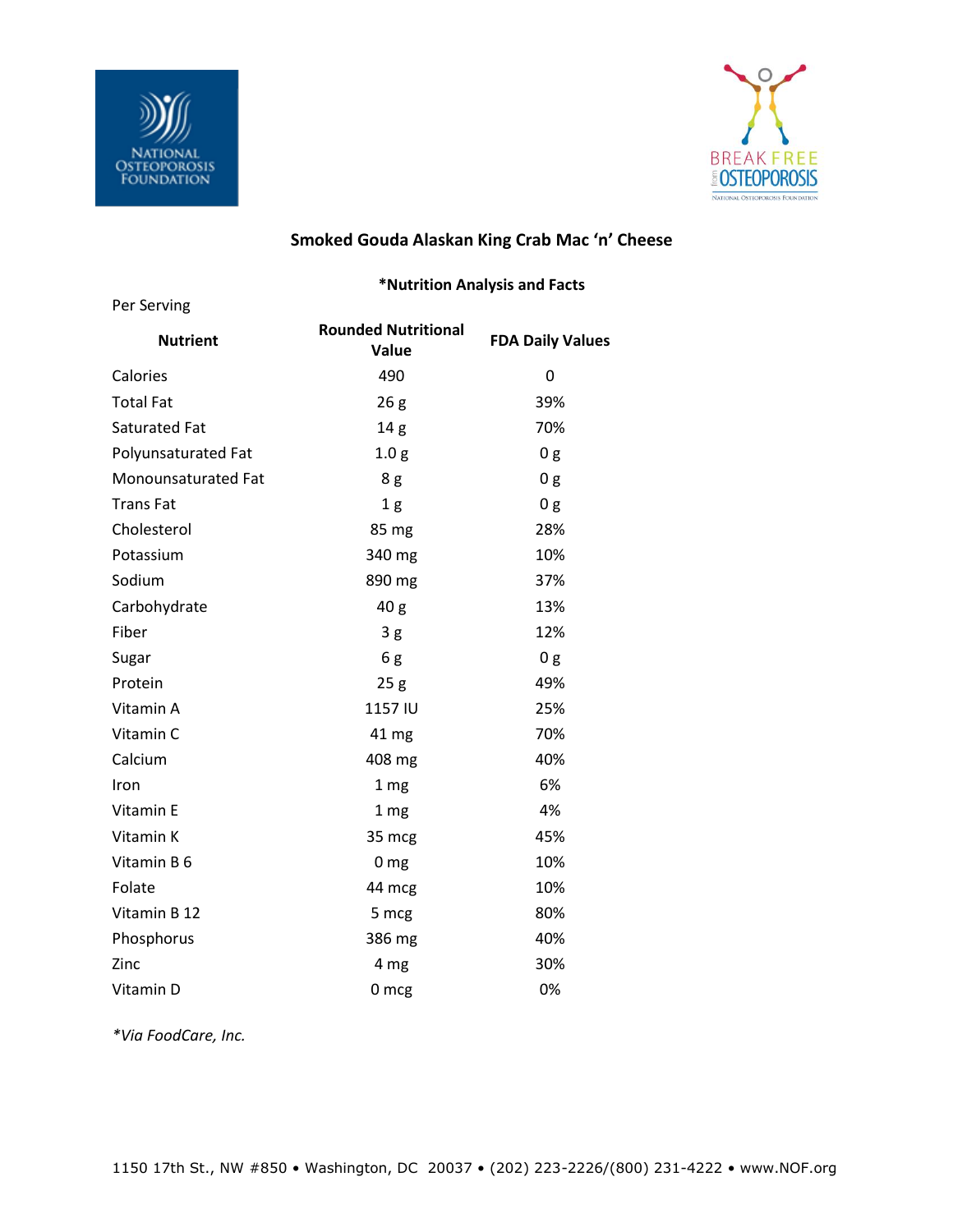## Smoked Gouda Alaskan King Crab Mac 'n' Cheese

### *Nutrition Analysis and Facts

Per Serving

| Nutrient | Rounded Nutritional Value | FDA Daily Values |
|---|---|---|
| Calories | 490 | 0 |
| Total Fat | 26 g | 39% |
| Saturated Fat | 14 g | 70% |
| Polyunsaturated Fat | 1.0 g | 0 g |
| Monounsaturated Fat | 8 g | 0 g |
| Trans Fat | 1 g | 0 g |
| Cholesterol | 85 mg | 28% |
| Potassium | 340 mg | 10% |
| Sodium | 890 mg | 37% |
| Carbohydrate | 40 g | 13% |
| Fiber | 3 g | 12% |
| Sugar | 6 g | 0 g |
| Protein | 25 g | 49% |
| Vitamin A | 1157 IU | 25% |
| Vitamin C | 41 mg | 70% |
| Calcium | 408 mg | 40% |
| Iron | 1 mg | 6% |
| Vitamin E | 1 mg | 4% |
| Vitamin K | 35 mcg | 45% |
| Vitamin B 6 | 0 mg | 10% |
| Folate | 44 mcg | 10% |
| Vitamin B 12 | 5 mcg | 80% |
| Phosphorus | 386 mg | 40% |
| Zinc | 4 mg | 30% |
| Vitamin D | 0 mcg | 0% |

*\*Via FoodCare, Inc.*

1150 17th St., NW #850 • Washington, DC 20037 • (202) 223-2226/(800) 231-4222 • www.NOF.org